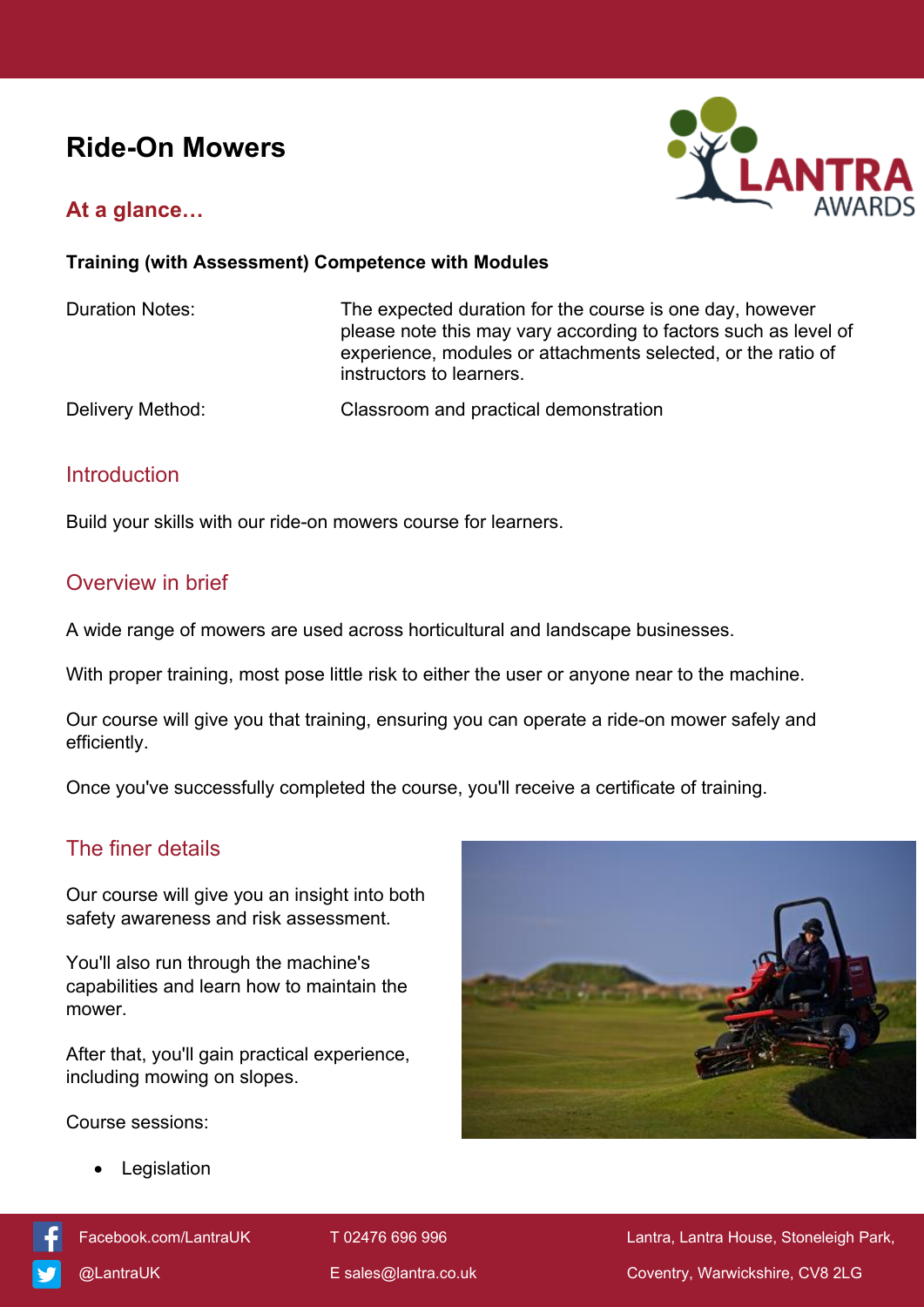# Ride-On Mowers

## At a glance…

**Training (with Assessment) Competence with Modules**

| | |
|---|---|
| Duration Notes: | The expected duration for the course is one day, however please note this may vary according to factors such as level of experience, modules or attachments selected, or the ratio of instructors to learners. |
| Delivery Method: | Classroom and practical demonstration |

## Introduction

Build your skills with our ride-on mowers course for learners.

## Overview in brief

A wide range of mowers are used across horticultural and landscape businesses.

With proper training, most pose little risk to either the user or anyone near to the machine.

Our course will give you that training, ensuring you can operate a ride-on mower safely and efficiently.

Once you've successfully completed the course, you'll receive a certificate of training.

## The finer details

Our course will give you an insight into both safety awareness and risk assessment.

You'll also run through the machine's capabilities and learn how to maintain the mower.

After that, you'll gain practical experience, including mowing on slopes.

Course sessions:

- Legislation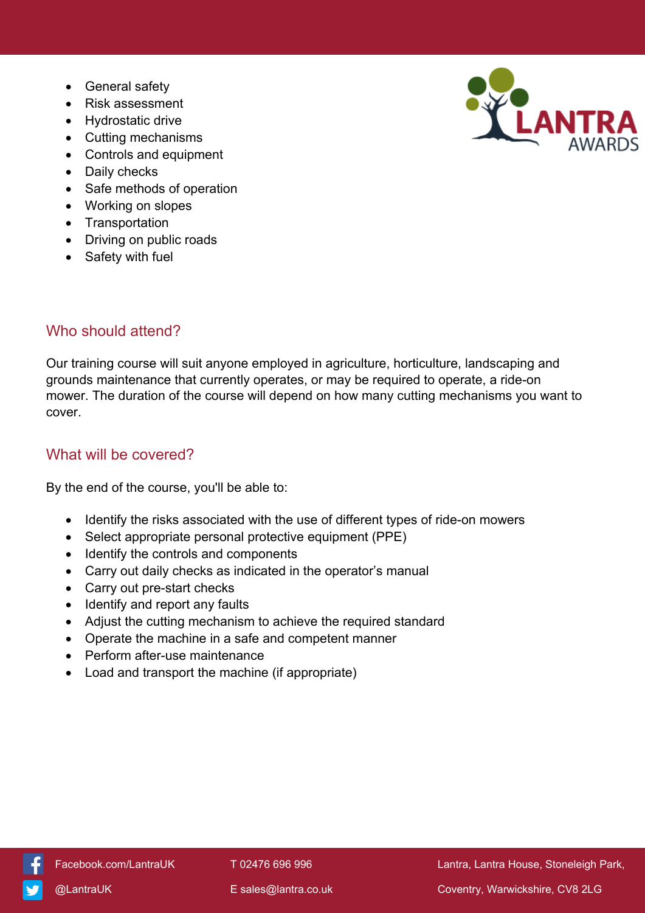- General safety
- Risk assessment
- Hydrostatic drive
- Cutting mechanisms
- Controls and equipment
- Daily checks
- Safe methods of operation
- Working on slopes
- Transportation
- Driving on public roads
- Safety with fuel

## Who should attend?

Our training course will suit anyone employed in agriculture, horticulture, landscaping and grounds maintenance that currently operates, or may be required to operate, a ride-on mower. The duration of the course will depend on how many cutting mechanisms you want to cover.

## What will be covered?

By the end of the course, you'll be able to:

- Identify the risks associated with the use of different types of ride-on mowers
- Select appropriate personal protective equipment (PPE)
- Identify the controls and components
- Carry out daily checks as indicated in the operator's manual
- Carry out pre-start checks
- Identify and report any faults
- Adjust the cutting mechanism to achieve the required standard
- Operate the machine in a safe and competent manner
- Perform after-use maintenance
- Load and transport the machine (if appropriate)

Facebook.com/LantraUK
@LantraUK
T 02476 696 996
E sales@lantra.co.uk
Lantra, Lantra House, Stoneleigh Park, Coventry, Warwickshire, CV8 2LG